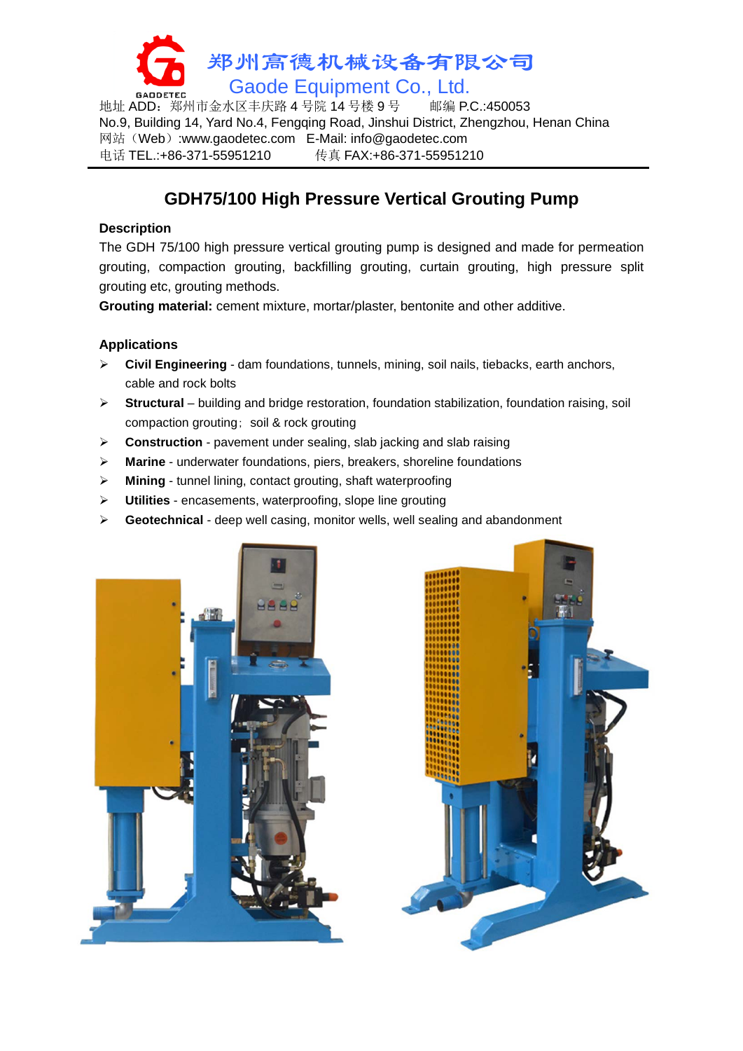郑州高德机械设备有限公司
Gaode Equipment Co., Ltd.

地址 ADD：郑州市金水区丰庆路 4 号院 14 号楼 9 号　　邮编 P.C.:450053
No.9, Building 14, Yard No.4, Fengqing Road, Jinshui District, Zhengzhou, Henan China
网站（Web）:www.gaodetec.com　E-Mail: info@gaodetec.com
电话 TEL.:+86-371-55951210　　　传真 FAX:+86-371-55951210

# GDH75/100 High Pressure Vertical Grouting Pump

**Description**

The GDH 75/100 high pressure vertical grouting pump is designed and made for permeation grouting, compaction grouting, backfilling grouting, curtain grouting, high pressure split grouting etc, grouting methods.

**Grouting material:** cement mixture, mortar/plaster, bentonite and other additive.

**Applications**

- **Civil Engineering** - dam foundations, tunnels, mining, soil nails, tiebacks, earth anchors, cable and rock bolts
- **Structural** – building and bridge restoration, foundation stabilization, foundation raising, soil compaction grouting；soil & rock grouting
- **Construction** - pavement under sealing, slab jacking and slab raising
- **Marine** - underwater foundations, piers, breakers, shoreline foundations
- **Mining** - tunnel lining, contact grouting, shaft waterproofing
- **Utilities** - encasements, waterproofing, slope line grouting
- **Geotechnical** - deep well casing, monitor wells, well sealing and abandonment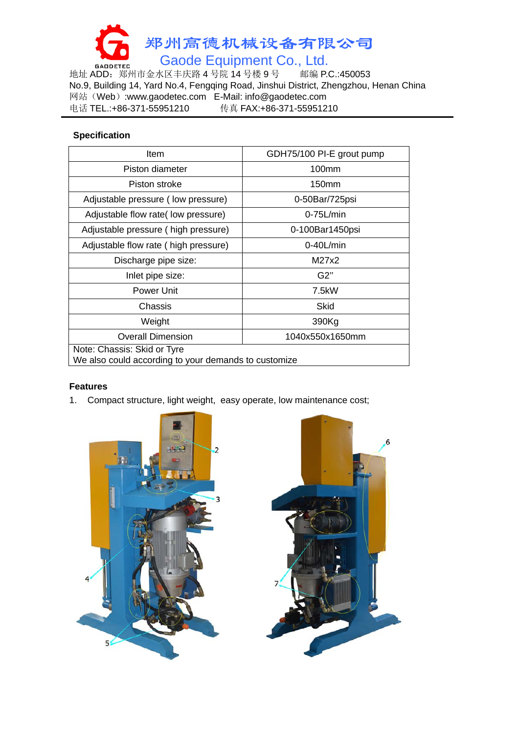**Specification**

| Item | GDH75/100 PI-E grout pump |
| --- | --- |
| Piston diameter | 100mm |
| Piston stroke | 150mm |
| Adjustable pressure ( low pressure) | 0-50Bar/725psi |
| Adjustable flow rate( low pressure) | 0-75L/min |
| Adjustable pressure ( high pressure) | 0-100Bar1450psi |
| Adjustable flow rate ( high pressure) | 0-40L/min |
| Discharge pipe size: | M27x2 |
| Inlet pipe size: | G2” |
| Power Unit | 7.5kW |
| Chassis | Skid |
| Weight | 390Kg |
| Overall Dimension | 1040x550x1650mm |
| Note: Chassis: Skid or Tyre<br>We also could according to your demands to customize | |

**Features**

1. Compact structure, light weight, easy operate, low maintenance cost;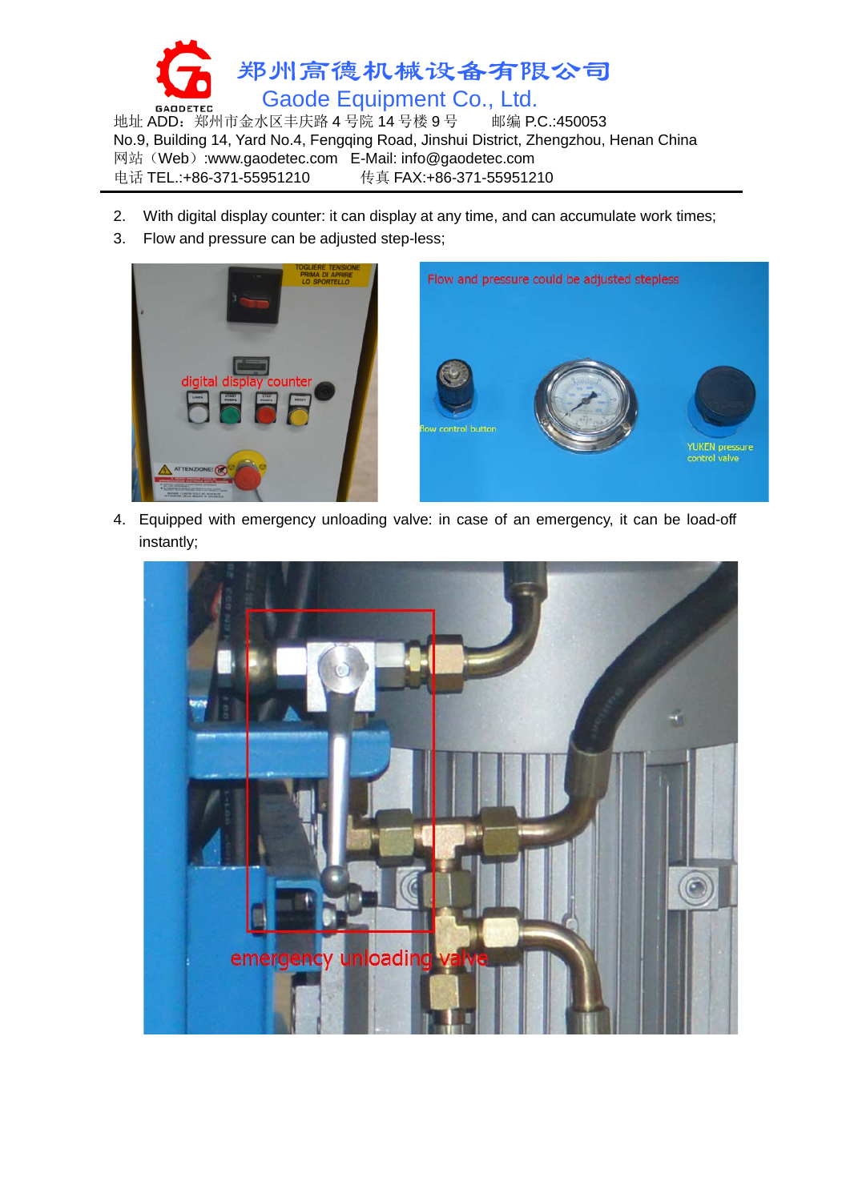2. With digital display counter: it can display at any time, and can accumulate work times;
3. Flow and pressure can be adjusted step-less;

4. Equipped with emergency unloading valve: in case of an emergency, it can be load-off instantly;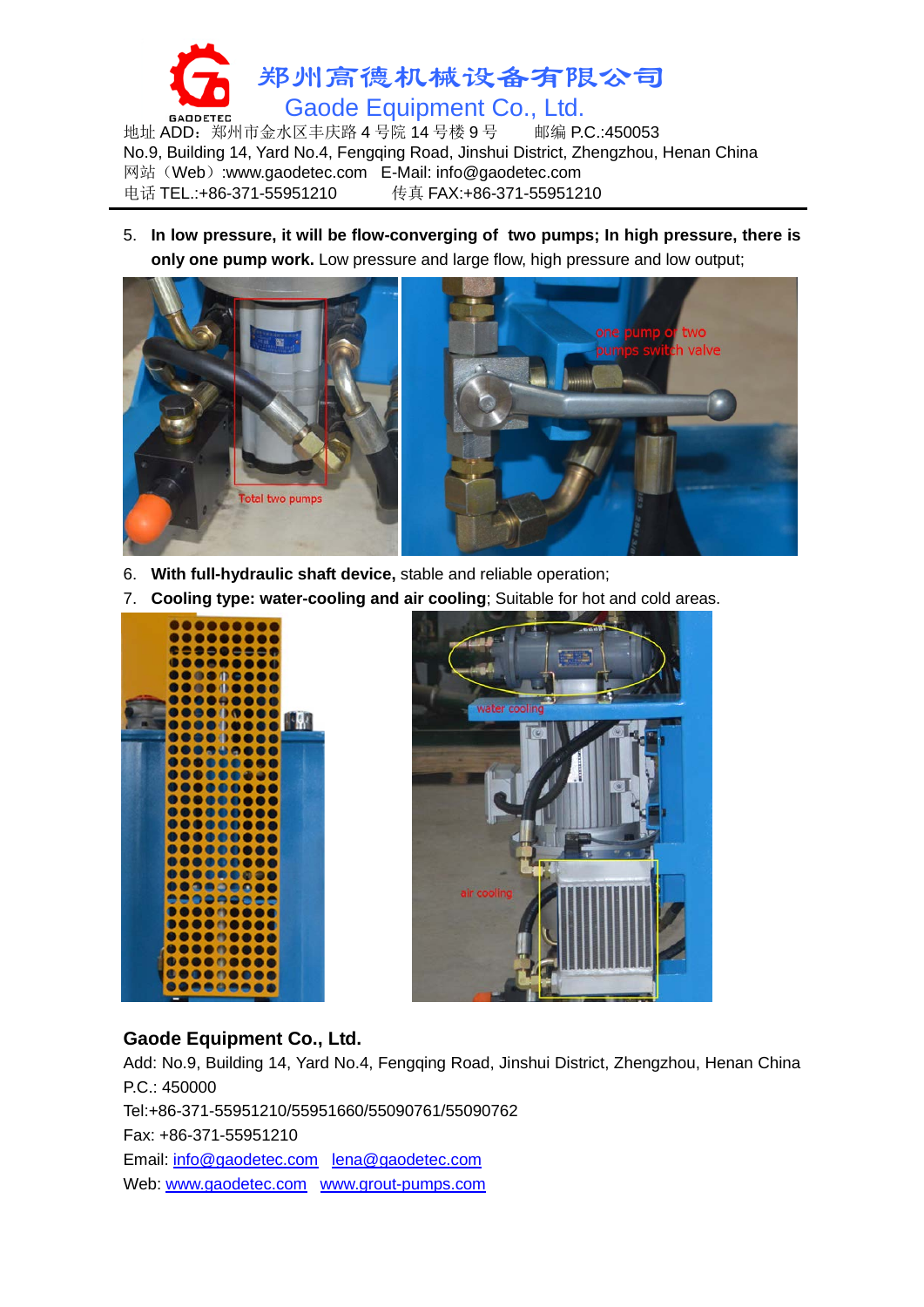郑州高德机械设备有限公司
Gaode Equipment Co., Ltd.
地址 ADD：郑州市金水区丰庆路 4 号院 14 号楼 9 号　　邮编 P.C.:450053
No.9, Building 14, Yard No.4, Fengqing Road, Jinshui District, Zhengzhou, Henan China
网站（Web）:www.gaodetec.com　E-Mail: info@gaodetec.com
电话 TEL.:+86-371-55951210　　　传真 FAX:+86-371-55951210

5. **In low pressure, it will be flow-converging of two pumps; In high pressure, there is only one pump work.** Low pressure and large flow, high pressure and low output;

Total two pumps

one pump or two pumps switch valve

6. **With full-hydraulic shaft device,** stable and reliable operation;
7. **Cooling type: water-cooling and air cooling**; Suitable for hot and cold areas.

water cooling

air cooling

**Gaode Equipment Co., Ltd.**

Add: No.9, Building 14, Yard No.4, Fengqing Road, Jinshui District, Zhengzhou, Henan China

P.C.: 450000

Tel:+86-371-55951210/55951660/55090761/55090762

Fax: +86-371-55951210

Email: info@gaodetec.com lena@gaodetec.com

Web: www.gaodetec.com www.grout-pumps.com